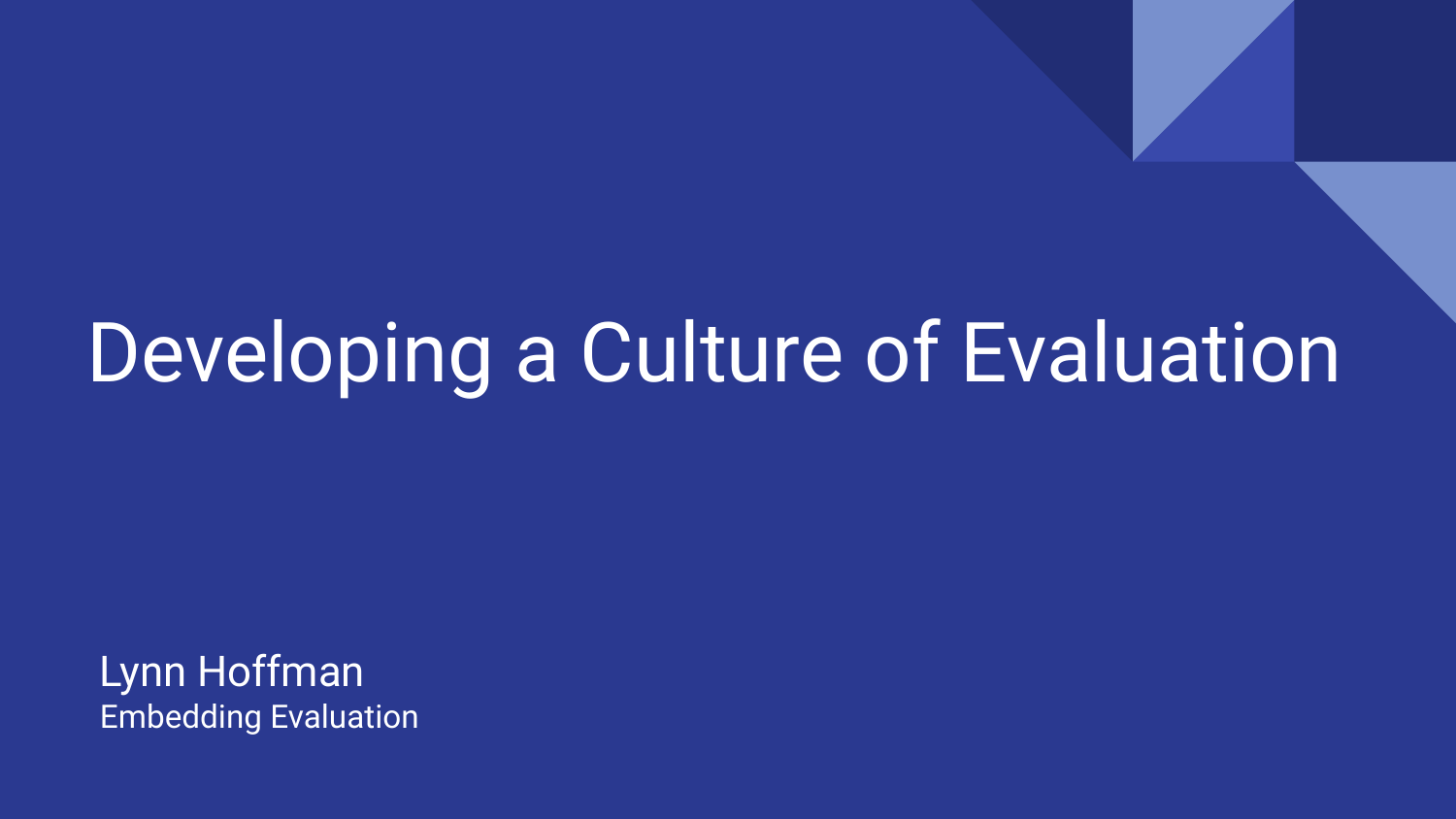# Developing a Culture of Evaluation

Lynn Hoffman
Embedding Evaluation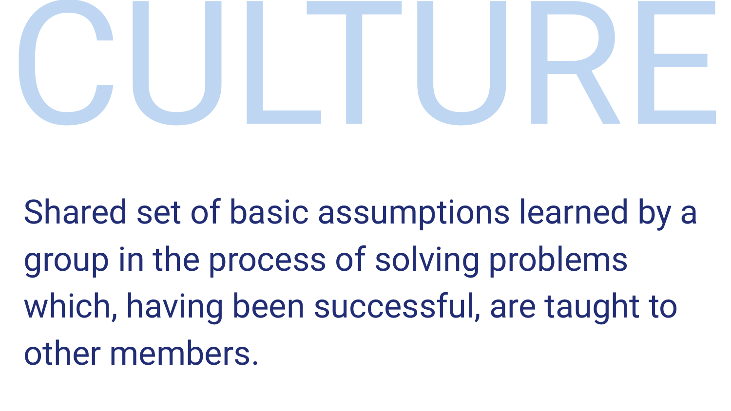# CULTURE

Shared set of basic assumptions learned by a group in the process of solving problems which, having been successful, are taught to other members.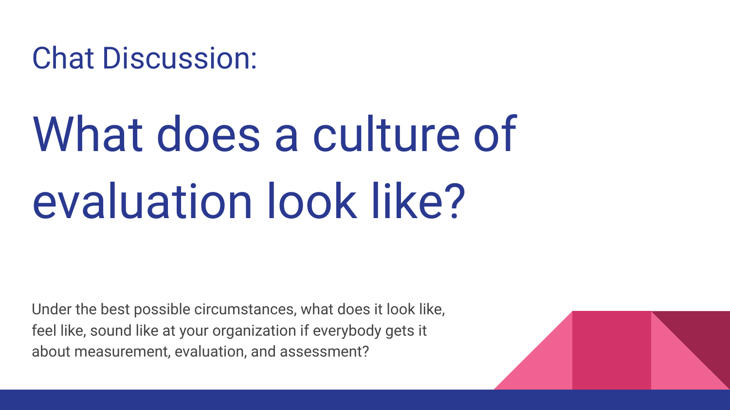## Chat Discussion:

# What does a culture of evaluation look like?

Under the best possible circumstances, what does it look like, feel like, sound like at your organization if everybody gets it about measurement, evaluation, and assessment?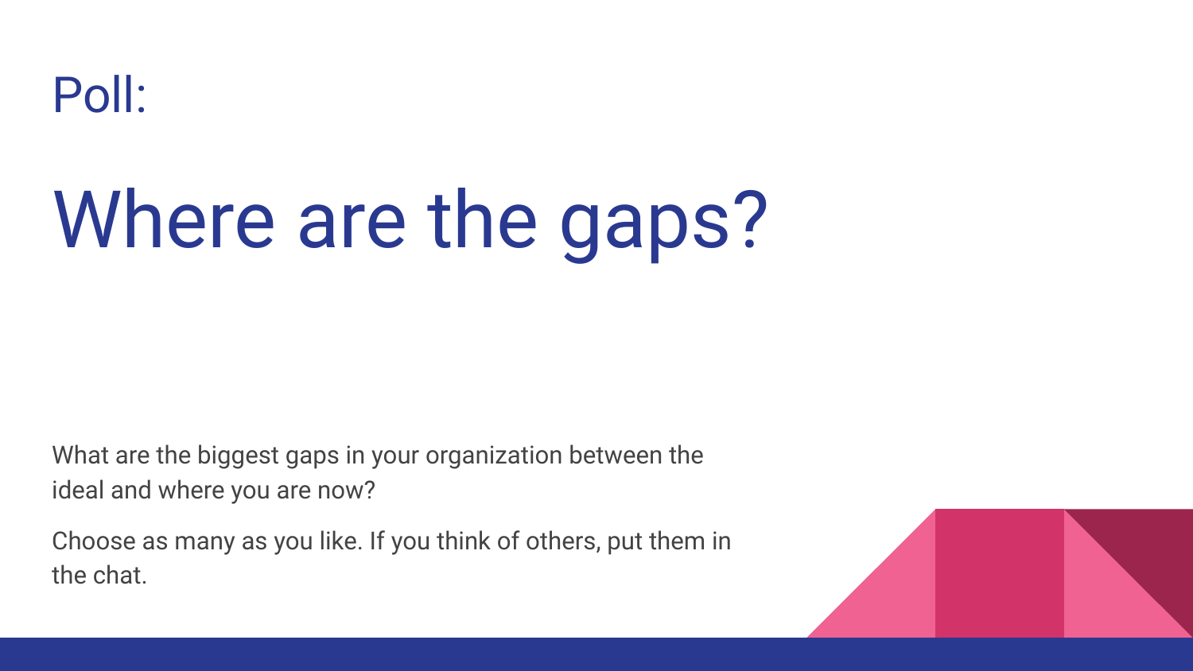## Poll:

# Where are the gaps?

What are the biggest gaps in your organization between the ideal and where you are now?

Choose as many as you like. If you think of others, put them in the chat.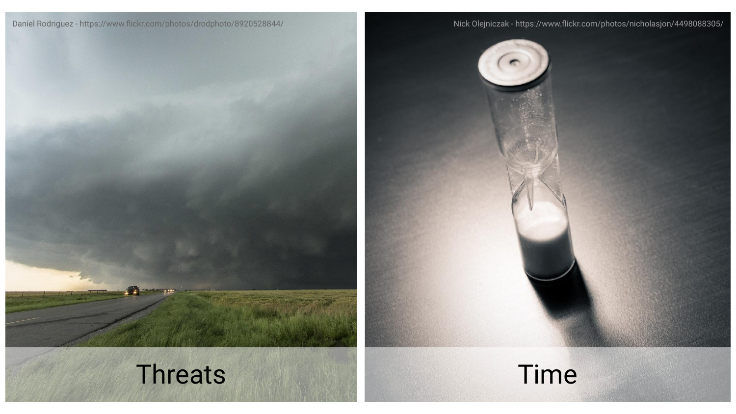Daniel Rodriguez - https://www.flickr.com/photos/drodphoto/8920528844/

Threats

Nick Olejniczak - https://www.flickr.com/photos/nicholasjon/4498088305/

Time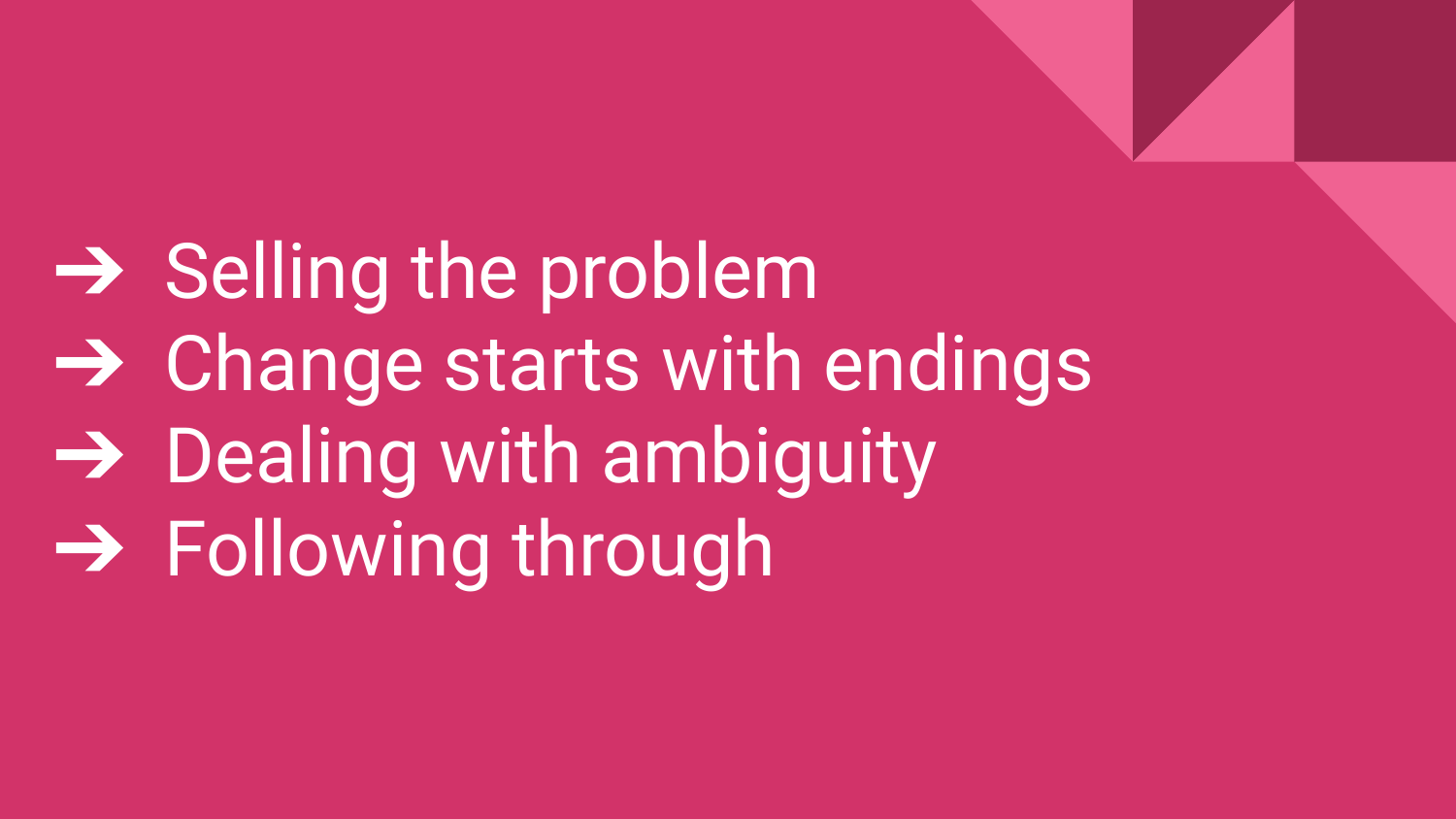- Selling the problem
- Change starts with endings
- Dealing with ambiguity
- Following through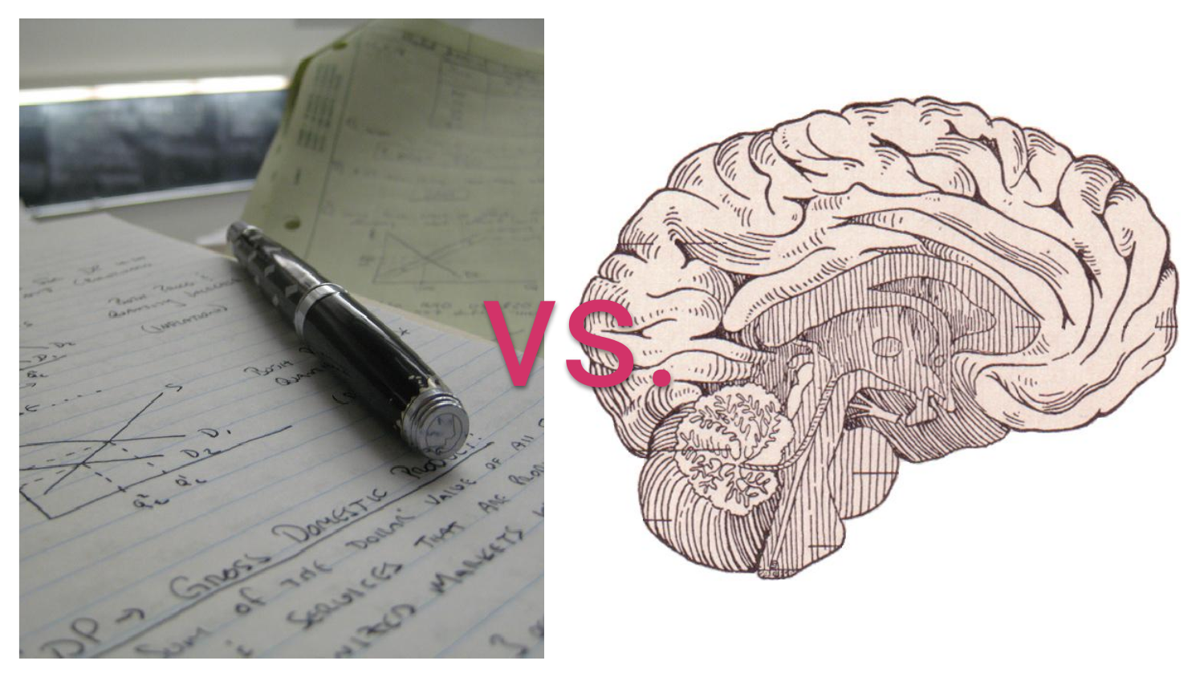VS.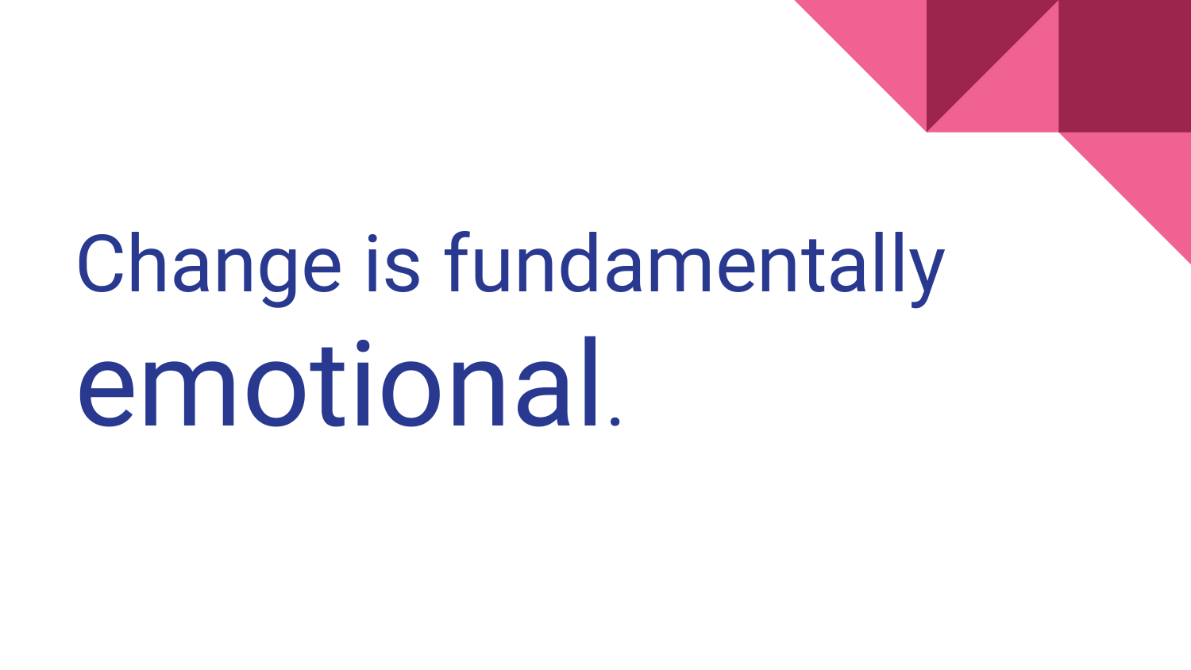# Change is fundamentally emotional.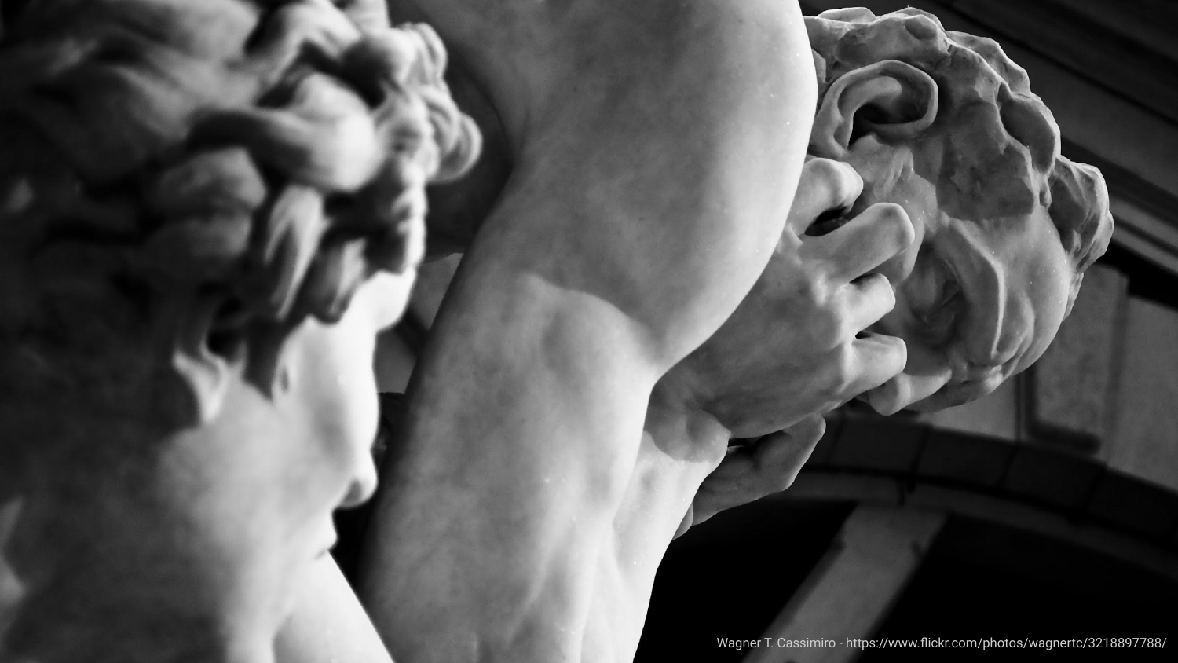Wagner T. Cassimiro - https://www.flickr.com/photos/wagnertc/3218897788/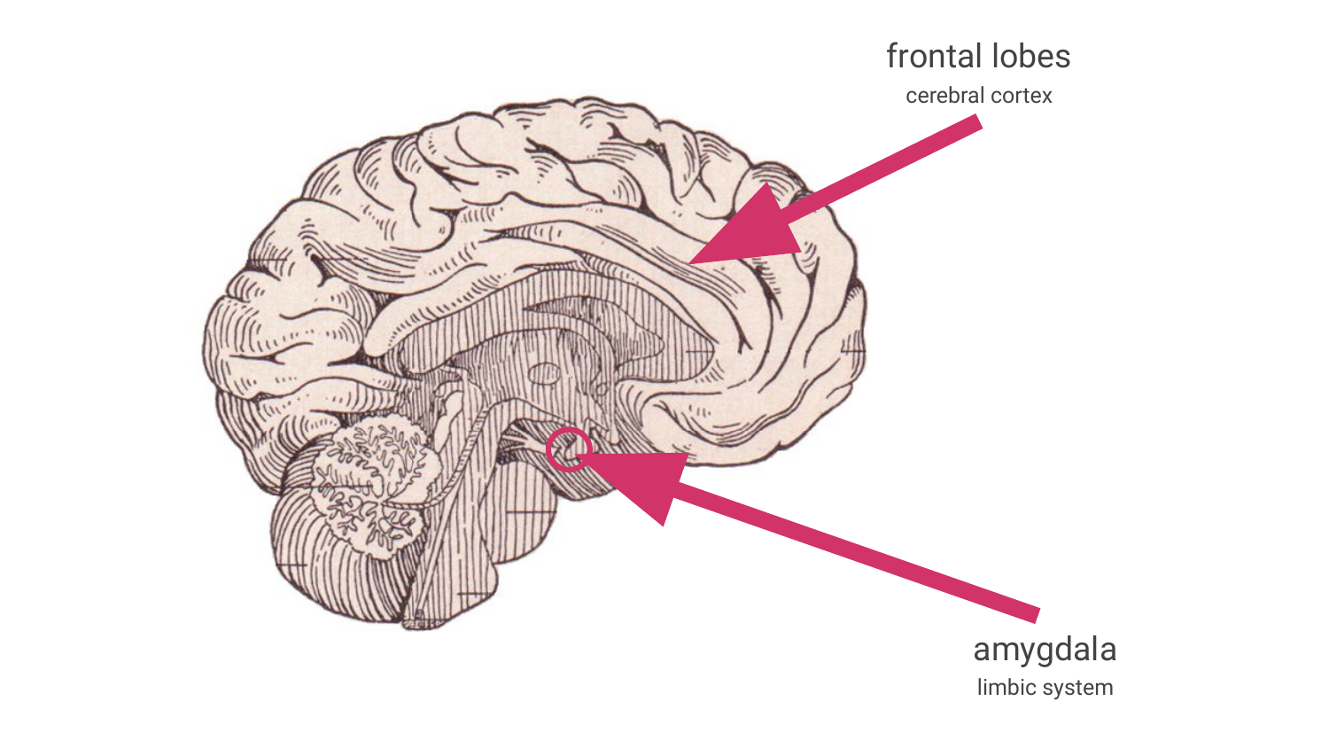frontal lobes

cerebral cortex

amygdala

limbic system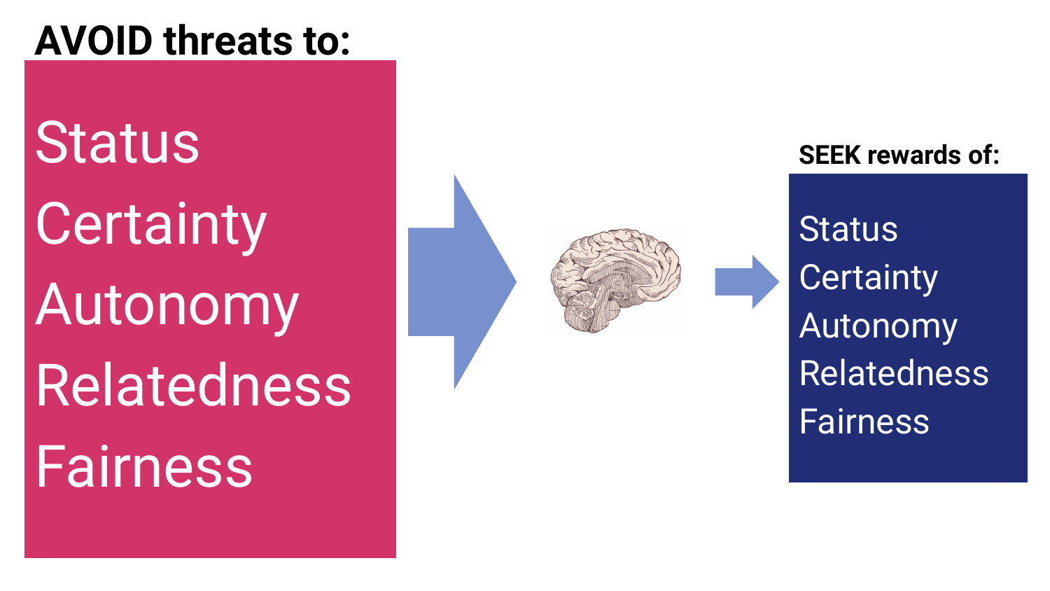**AVOID threats to:**

Status
Certainty
Autonomy
Relatedness
Fairness

**SEEK rewards of:**

Status
Certainty
Autonomy
Relatedness
Fairness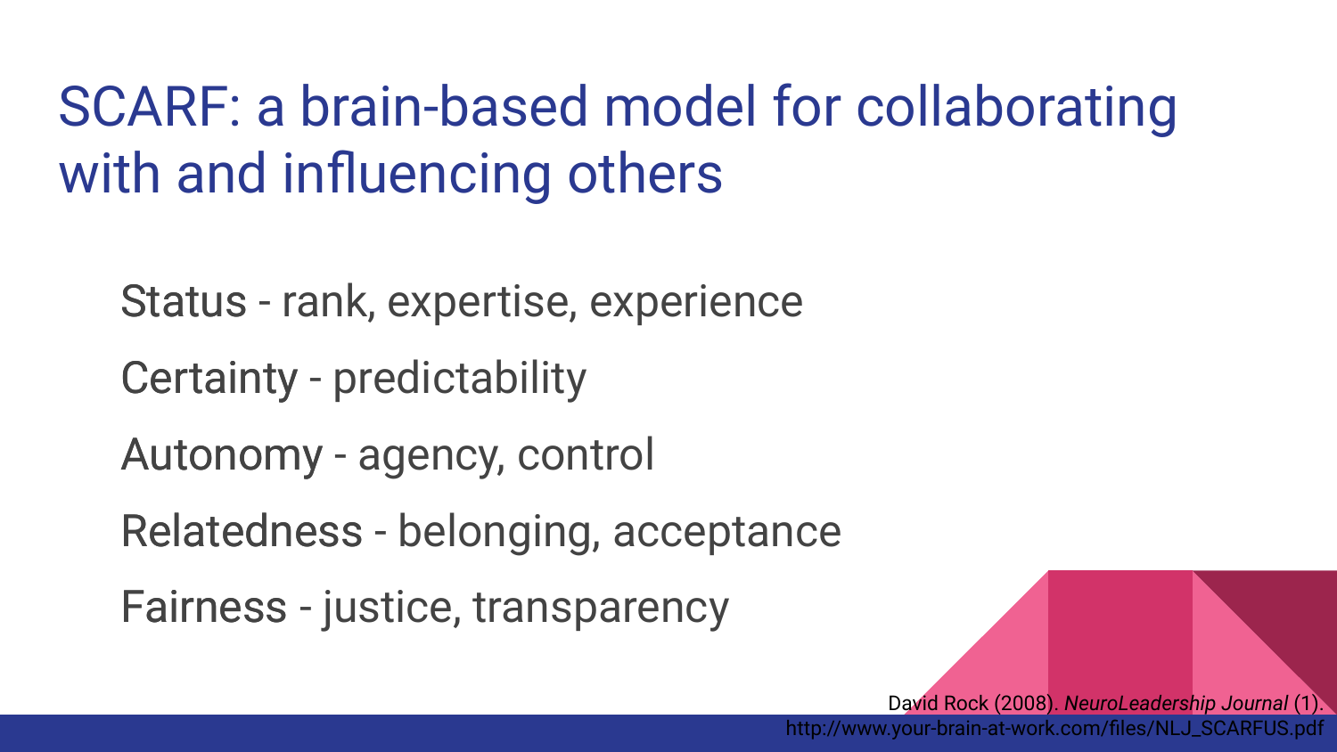# SCARF: a brain-based model for collaborating with and influencing others

Status - rank, expertise, experience

Certainty - predictability

Autonomy - agency, control

Relatedness - belonging, acceptance

Fairness - justice, transparency

David Rock (2008). *NeuroLeadership Journal* (1). http://www.your-brain-at-work.com/files/NLJ_SCARFUS.pdf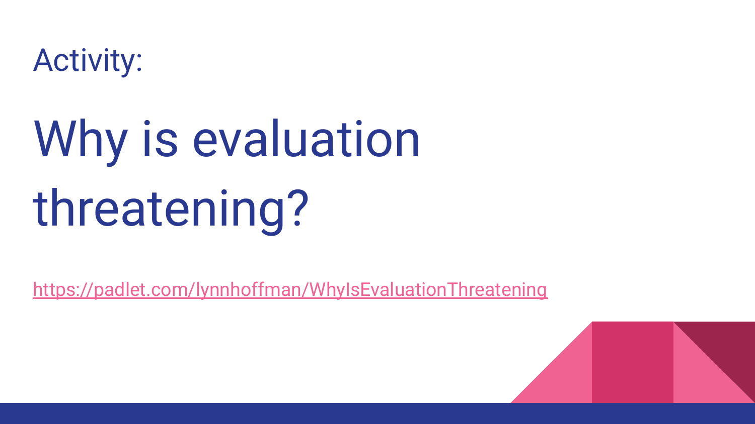Activity:

# Why is evaluation threatening?

https://padlet.com/lynnhoffman/WhyIsEvaluationThreatening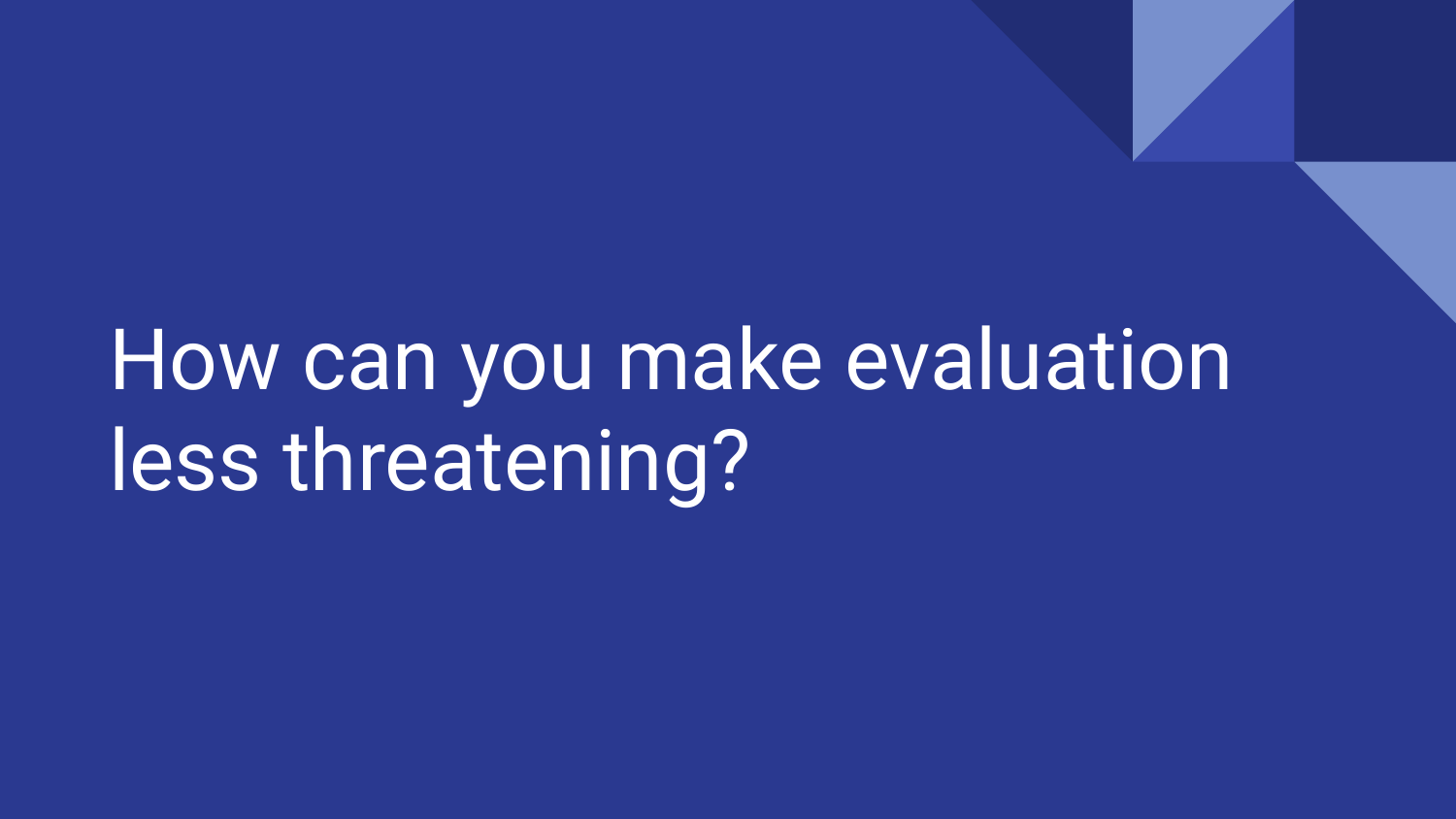# How can you make evaluation less threatening?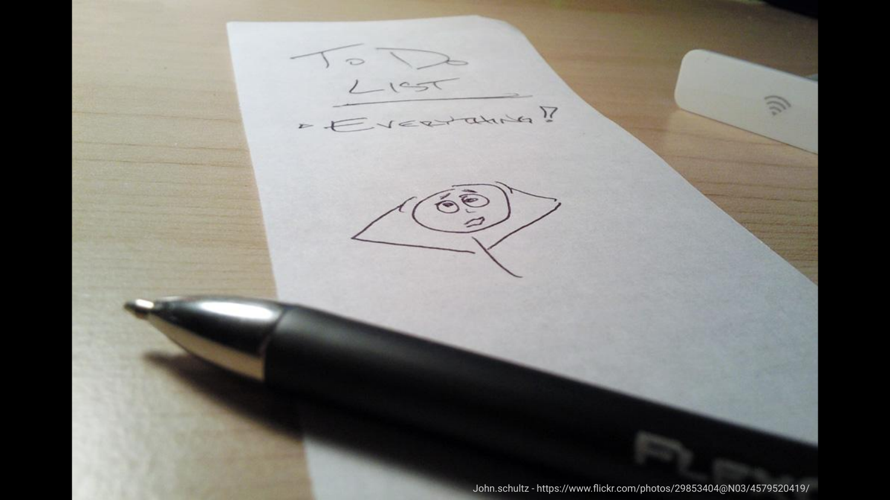John.schultz - https://www.flickr.com/photos/29853404@N03/4579520419/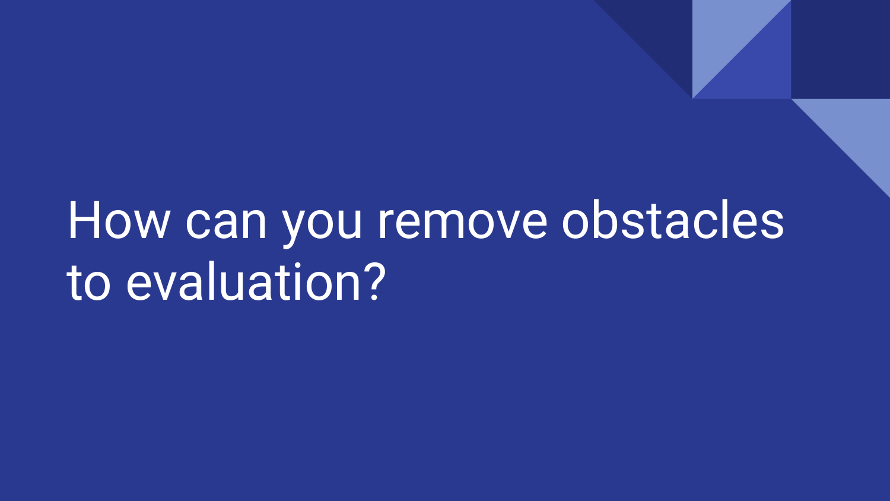# How can you remove obstacles to evaluation?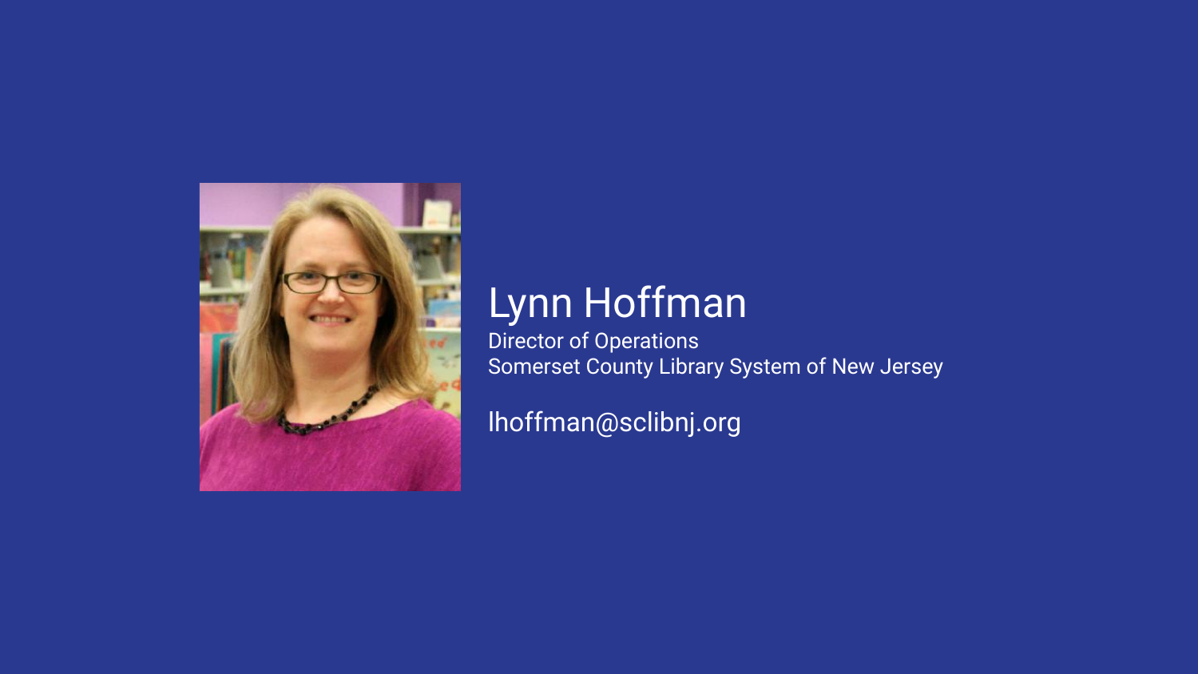## Lynn Hoffman

Director of Operations
Somerset County Library System of New Jersey

lhoffman@sclibnj.org